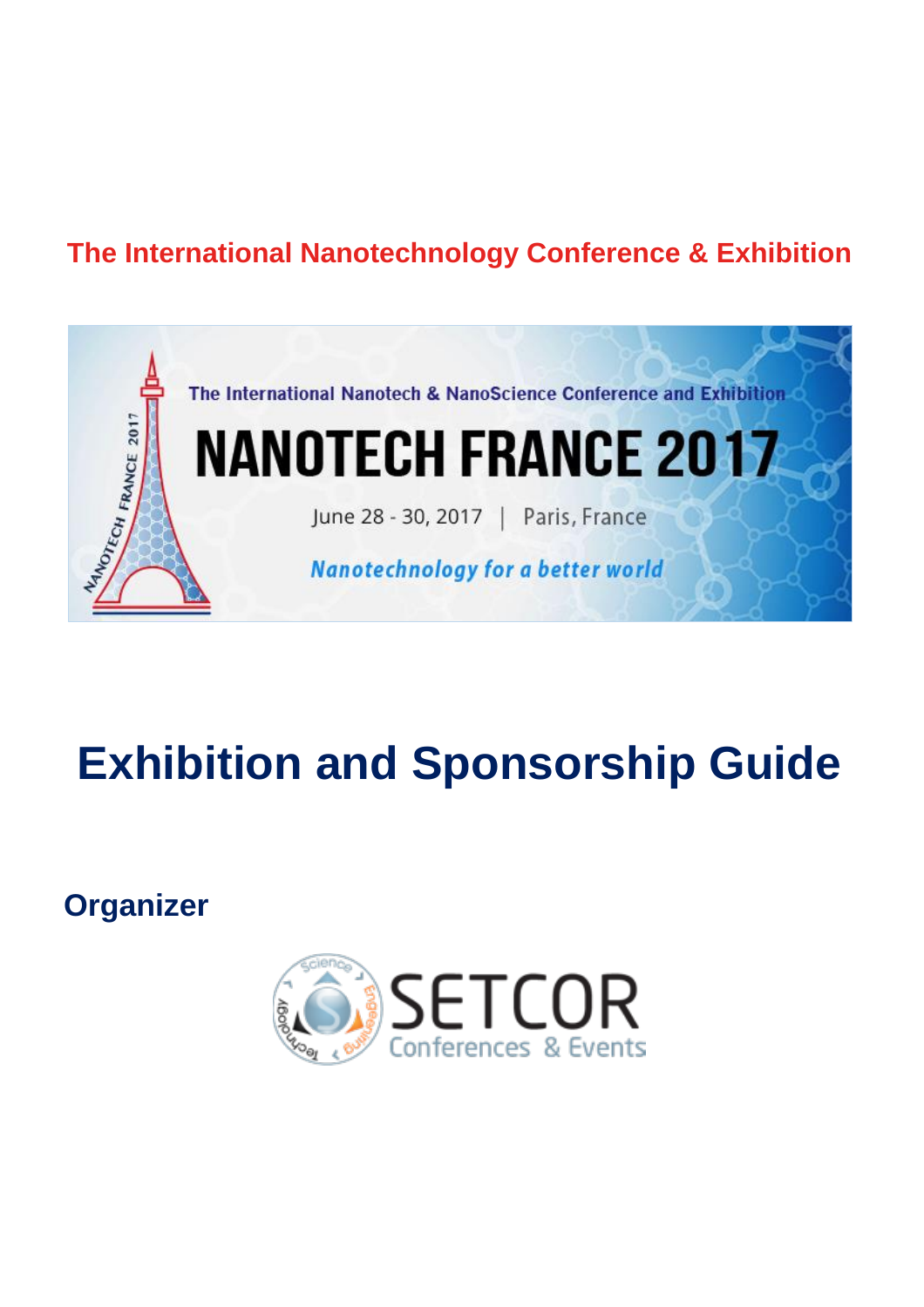**The International Nanotechnology Conference & Exhibition**

The International Nanotech & NanoScience Conference and Exhibition

# NANOTECH FRANCE 2017

June 28 - 30, 2017 | Paris, France

*Nanotechnology for a better world*

# Exhibition and Sponsorship Guide

## Organizer

SETCOR Conferences & Events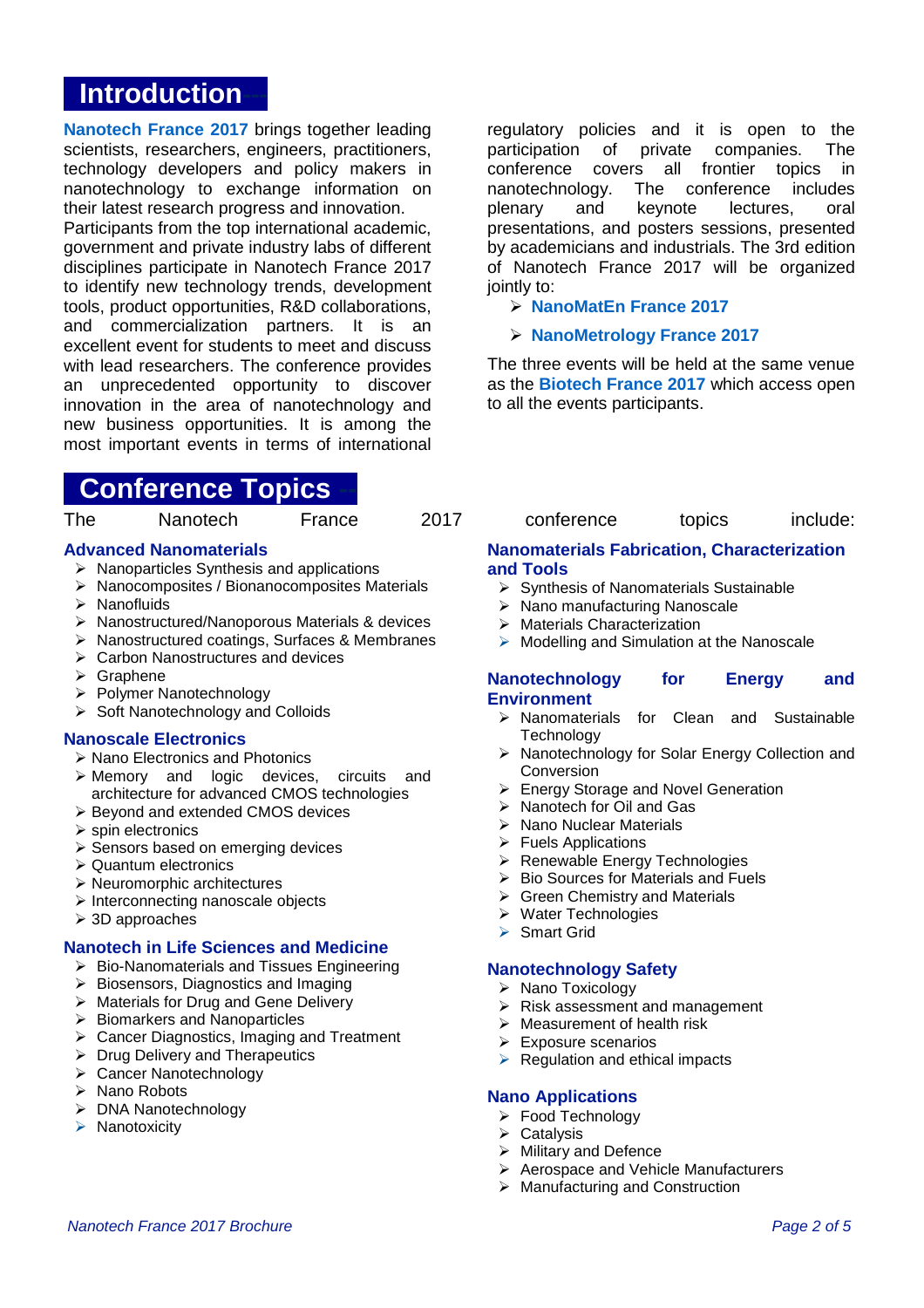# Introduction

**Nanotech France 2017** brings together leading scientists, researchers, engineers, practitioners, technology developers and policy makers in nanotechnology to exchange information on their latest research progress and innovation.
Participants from the top international academic, government and private industry labs of different disciplines participate in Nanotech France 2017 to identify new technology trends, development tools, product opportunities, R&D collaborations, and commercialization partners. It is an excellent event for students to meet and discuss with lead researchers. The conference provides an unprecedented opportunity to discover innovation in the area of nanotechnology and new business opportunities. It is among the most important events in terms of international regulatory policies and it is open to the participation of private companies. The conference covers all frontier topics in nanotechnology. The conference includes plenary and keynote lectures, oral presentations, and posters sessions, presented by academicians and industrials. The 3rd edition of Nanotech France 2017 will be organized jointly to:

- **NanoMatEn France 2017**
- **NanoMetrology France 2017**

The three events will be held at the same venue as the **Biotech France 2017** which access open to all the events participants.

# Conference Topics

The Nanotech France 2017 conference topics include:

### Advanced Nanomaterials

- Nanoparticles Synthesis and applications
- Nanocomposites / Bionanocomposites Materials
- Nanofluids
- Nanostructured/Nanoporous Materials & devices
- Nanostructured coatings, Surfaces & Membranes
- Carbon Nanostructures and devices
- Graphene
- Polymer Nanotechnology
- Soft Nanotechnology and Colloids

### Nanoscale Electronics

- Nano Electronics and Photonics
- Memory and logic devices, circuits and architecture for advanced CMOS technologies
- Beyond and extended CMOS devices
- spin electronics
- Sensors based on emerging devices
- Quantum electronics
- Neuromorphic architectures
- Interconnecting nanoscale objects
- 3D approaches

### Nanotech in Life Sciences and Medicine

- Bio-Nanomaterials and Tissues Engineering
- Biosensors, Diagnostics and Imaging
- Materials for Drug and Gene Delivery
- Biomarkers and Nanoparticles
- Cancer Diagnostics, Imaging and Treatment
- Drug Delivery and Therapeutics
- Cancer Nanotechnology
- Nano Robots
- DNA Nanotechnology
- Nanotoxicity

### Nanomaterials Fabrication, Characterization and Tools

- Synthesis of Nanomaterials Sustainable
- Nano manufacturing Nanoscale
- Materials Characterization
- Modelling and Simulation at the Nanoscale

### Nanotechnology for Energy and Environment

- Nanomaterials for Clean and Sustainable Technology
- Nanotechnology for Solar Energy Collection and Conversion
- Energy Storage and Novel Generation
- Nanotech for Oil and Gas
- Nano Nuclear Materials
- Fuels Applications
- Renewable Energy Technologies
- Bio Sources for Materials and Fuels
- Green Chemistry and Materials
- Water Technologies
- Smart Grid

### Nanotechnology Safety

- Nano Toxicology
- Risk assessment and management
- Measurement of health risk
- Exposure scenarios
- Regulation and ethical impacts

### Nano Applications

- Food Technology
- Catalysis
- Military and Defence
- Aerospace and Vehicle Manufacturers
- Manufacturing and Construction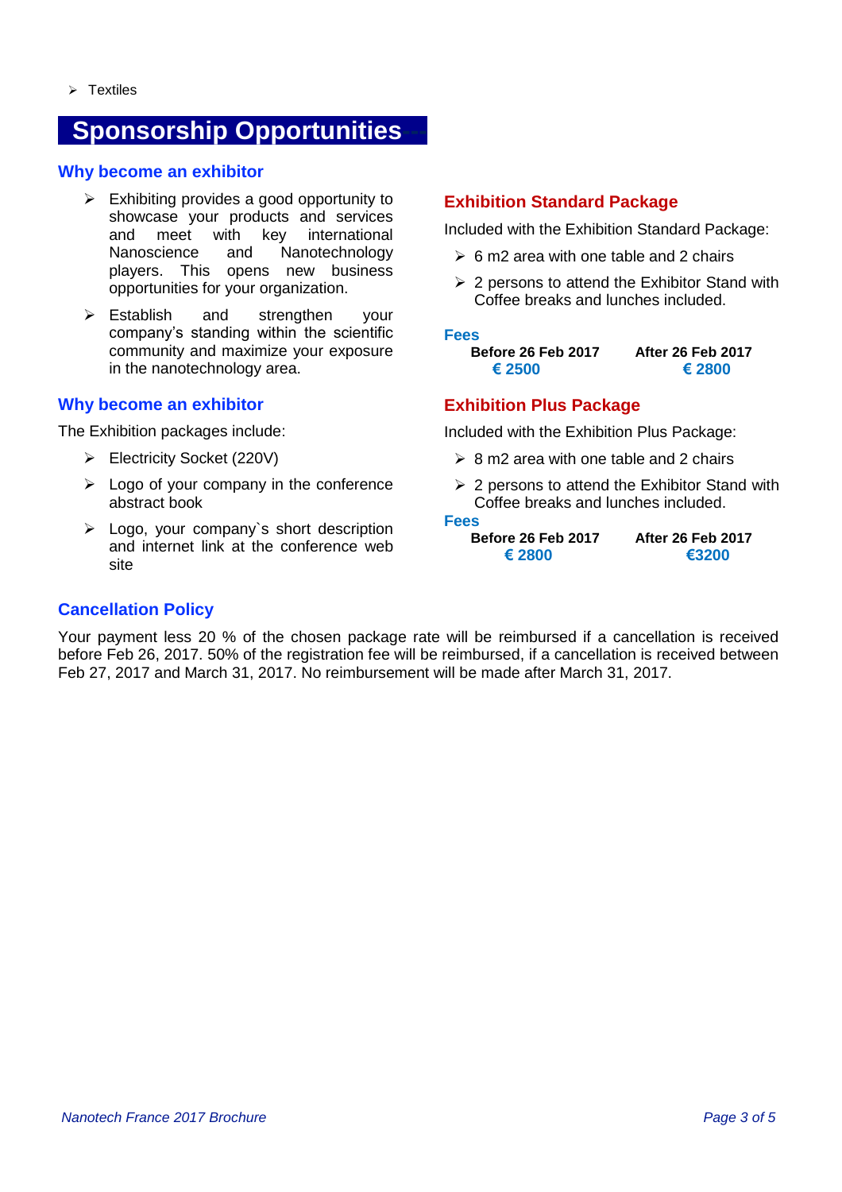- Textiles

## Sponsorship Opportunities

### Why become an exhibitor

- Exhibiting provides a good opportunity to showcase your products and services and meet with key international Nanoscience and Nanotechnology players. This opens new business opportunities for your organization.
- Establish and strengthen your company's standing within the scientific community and maximize your exposure in the nanotechnology area.

### Why become an exhibitor

The Exhibition packages include:

- Electricity Socket (220V)
- Logo of your company in the conference abstract book
- Logo, your company`s short description and internet link at the conference web site

### Exhibition Standard Package

Included with the Exhibition Standard Package:

- 6 m2 area with one table and 2 chairs
- 2 persons to attend the Exhibitor Stand with Coffee breaks and lunches included.

**Fees**

| Before 26 Feb 2017 | After 26 Feb 2017 |
| --- | --- |
| € 2500 | € 2800 |

### Exhibition Plus Package

Included with the Exhibition Plus Package:

- 8 m2 area with one table and 2 chairs
- 2 persons to attend the Exhibitor Stand with Coffee breaks and lunches included.

**Fees**

| Before 26 Feb 2017 | After 26 Feb 2017 |
| --- | --- |
| € 2800 | €3200 |

### Cancellation Policy

Your payment less 20 % of the chosen package rate will be reimbursed if a cancellation is received before Feb 26, 2017. 50% of the registration fee will be reimbursed, if a cancellation is received between Feb 27, 2017 and March 31, 2017. No reimbursement will be made after March 31, 2017.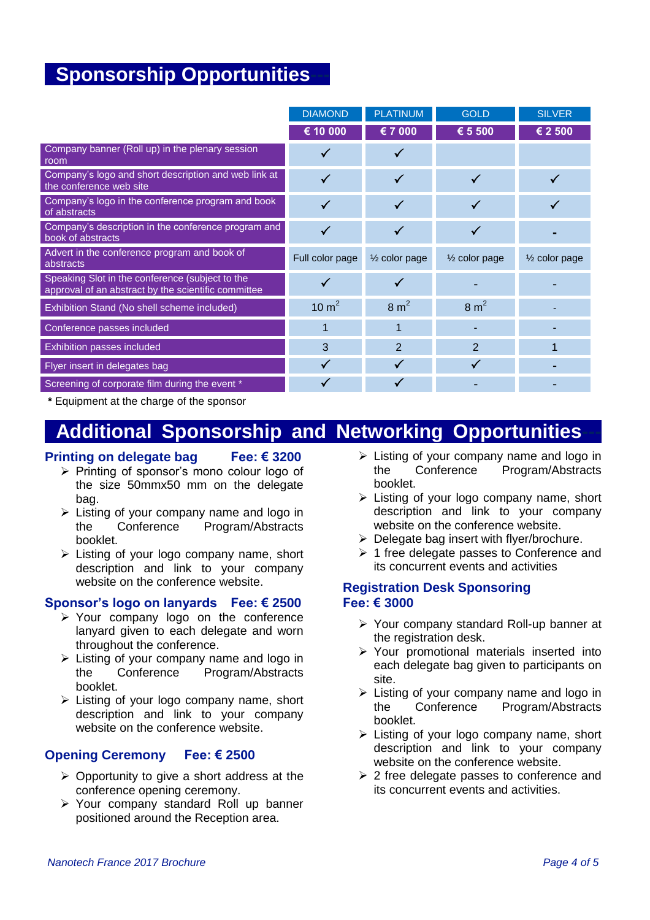# Sponsorship Opportunities

| | DIAMOND | PLATINUM | GOLD | SILVER |
|---|---|---|---|---|
| | **€ 10 000** | **€ 7 000** | **€ 5 500** | **€ 2 500** |
| Company banner (Roll up) in the plenary session room | ✓ | ✓ | | |
| Company's logo and short description and web link at the conference web site | ✓ | ✓ | ✓ | ✓ |
| Company's logo in the conference program and book of abstracts | ✓ | ✓ | ✓ | ✓ |
| Company's description in the conference program and book of abstracts | ✓ | ✓ | ✓ | - |
| Advert in the conference program and book of abstracts | Full color page | ½ color page | ½ color page | ½ color page |
| Speaking Slot in the conference (subject to the approval of an abstract by the scientific committee | ✓ | ✓ | - | - |
| Exhibition Stand (No shell scheme included) | 10 $m^2$ | 8 $m^2$ | 8 $m^2$ | - |
| Conference passes included | 1 | 1 | - | - |
| Exhibition passes included | 3 | 2 | 2 | 1 |
| Flyer insert in delegates bag | ✓ | ✓ | ✓ | - |
| Screening of corporate film during the event * | ✓ | ✓ | - | - |

**\*** Equipment at the charge of the sponsor

# Additional Sponsorship and Networking Opportunities

### Printing on delegate bag Fee: € 3200

- Printing of sponsor's mono colour logo of the size 50mmx50 mm on the delegate bag.
- Listing of your company name and logo in the Conference Program/Abstracts booklet.
- Listing of your logo company name, short description and link to your company website on the conference website.

### Sponsor's logo on lanyards Fee: € 2500

- Your company logo on the conference lanyard given to each delegate and worn throughout the conference.
- Listing of your company name and logo in the Conference Program/Abstracts booklet.
- Listing of your logo company name, short description and link to your company website on the conference website.

### Opening Ceremony Fee: € 2500

- Opportunity to give a short address at the conference opening ceremony.
- Your company standard Roll up banner positioned around the Reception area.
- Listing of your company name and logo in the Conference Program/Abstracts booklet.
- Listing of your logo company name, short description and link to your company website on the conference website.
- Delegate bag insert with flyer/brochure.
- 1 free delegate passes to Conference and its concurrent events and activities

### Registration Desk Sponsoring Fee: € 3000

- Your company standard Roll-up banner at the registration desk.
- Your promotional materials inserted into each delegate bag given to participants on site.
- Listing of your company name and logo in the Conference Program/Abstracts booklet.
- Listing of your logo company name, short description and link to your company website on the conference website.
- 2 free delegate passes to conference and its concurrent events and activities.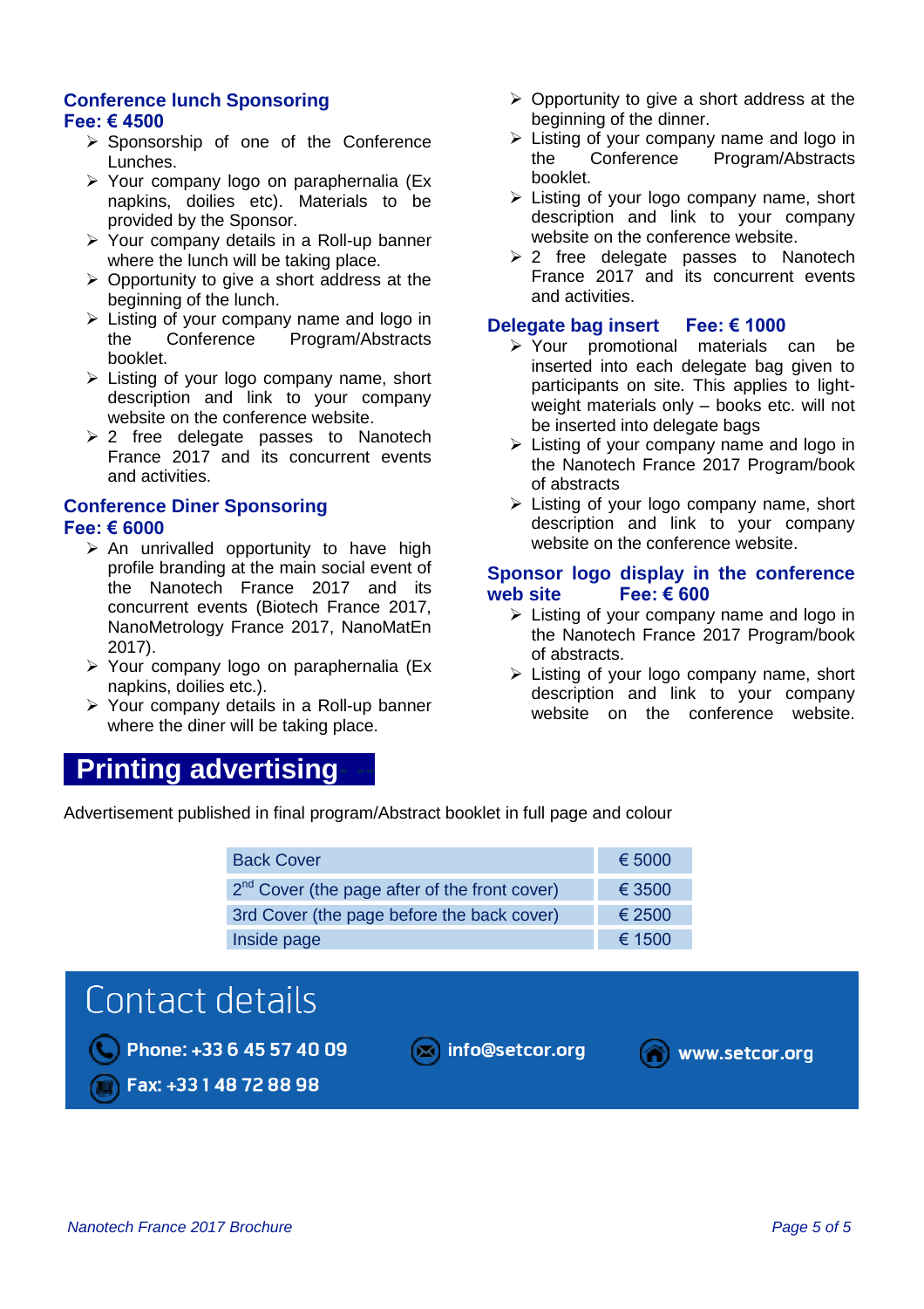### Conference lunch Sponsoring
**Fee: € 4500**

- Sponsorship of one of the Conference Lunches.
- Your company logo on paraphernalia (Ex napkins, doilies etc). Materials to be provided by the Sponsor.
- Your company details in a Roll-up banner where the lunch will be taking place.
- Opportunity to give a short address at the beginning of the lunch.
- Listing of your company name and logo in the Conference Program/Abstracts booklet.
- Listing of your logo company name, short description and link to your company website on the conference website.
- 2 free delegate passes to Nanotech France 2017 and its concurrent events and activities.

### Conference Diner Sponsoring
**Fee: € 6000**

- An unrivalled opportunity to have high profile branding at the main social event of the Nanotech France 2017 and its concurrent events (Biotech France 2017, NanoMetrology France 2017, NanoMatEn 2017).
- Your company logo on paraphernalia (Ex napkins, doilies etc.).
- Your company details in a Roll-up banner where the diner will be taking place.
- Opportunity to give a short address at the beginning of the dinner.
- Listing of your company name and logo in the Conference Program/Abstracts booklet.
- Listing of your logo company name, short description and link to your company website on the conference website.
- 2 free delegate passes to Nanotech France 2017 and its concurrent events and activities.

### Delegate bag insert Fee: € 1000

- Your promotional materials can be inserted into each delegate bag given to participants on site. This applies to light-weight materials only – books etc. will not be inserted into delegate bags
- Listing of your company name and logo in the Nanotech France 2017 Program/book of abstracts
- Listing of your logo company name, short description and link to your company website on the conference website.

### Sponsor logo display in the conference web site Fee: € 600

- Listing of your company name and logo in the Nanotech France 2017 Program/book of abstracts.
- Listing of your logo company name, short description and link to your company website on the conference website.

## Printing advertising

Advertisement published in final program/Abstract booklet in full page and colour

| | |
|---|---|
| Back Cover | € 5000 |
| 2nd Cover (the page after of the front cover) | € 3500 |
| 3rd Cover (the page before the back cover) | € 2500 |
| Inside page | € 1500 |

## Contact details

**Phone: +33 6 45 57 40 09**

**Fax: +33 1 48 72 88 98**

**info@setcor.org**

**www.setcor.org**